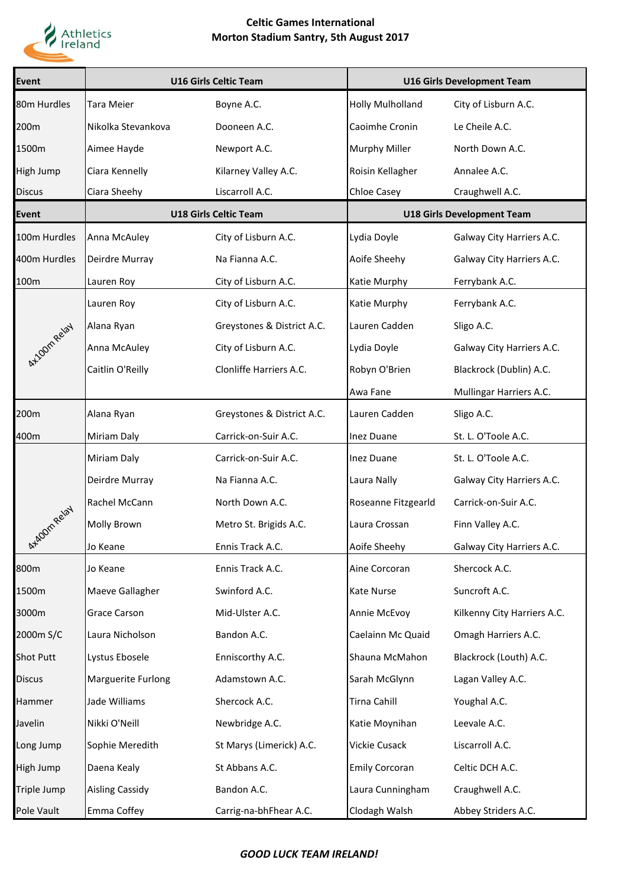Athletics Ireland

# Celtic Games International
## Morton Stadium Santry, 5th August 2017

| Event | U16 Girls Celtic Team | | U16 Girls Development Team | |
|---|---|---|---|---|
| 80m Hurdles | Tara Meier | Boyne A.C. | Holly Mulholland | City of Lisburn A.C. |
| 200m | Nikolka Stevankova | Dooneen A.C. | Caoimhe Cronin | Le Cheile A.C. |
| 1500m | Aimee Hayde | Newport A.C. | Murphy Miller | North Down A.C. |
| High Jump | Ciara Kennelly | Kilarney Valley A.C. | Roisin Kellagher | Annalee A.C. |
| Discus | Ciara Sheehy | Liscarroll A.C. | Chloe Casey | Craughwell A.C. |
| **Event** | **U18 Girls Celtic Team** | | **U18 Girls Development Team** | |
| 100m Hurdles | Anna McAuley | City of Lisburn A.C. | Lydia Doyle | Galway City Harriers A.C. |
| 400m Hurdles | Deirdre Murray | Na Fianna A.C. | Aoife Sheehy | Galway City Harriers A.C. |
| 100m | Lauren Roy | City of Lisburn A.C. | Katie Murphy | Ferrybank A.C. |
| 4x100m Relay | Lauren Roy | City of Lisburn A.C. | Katie Murphy | Ferrybank A.C. |
| | Alana Ryan | Greystones & District A.C. | Lauren Cadden | Sligo A.C. |
| | Anna McAuley | City of Lisburn A.C. | Lydia Doyle | Galway City Harriers A.C. |
| | Caitlin O'Reilly | Clonliffe Harriers A.C. | Robyn O'Brien | Blackrock (Dublin) A.C. |
| | | | Awa Fane | Mullingar Harriers A.C. |
| 200m | Alana Ryan | Greystones & District A.C. | Lauren Cadden | Sligo A.C. |
| 400m | Miriam Daly | Carrick-on-Suir A.C. | Inez Duane | St. L. O'Toole A.C. |
| 4x400m Relay | Miriam Daly | Carrick-on-Suir A.C. | Inez Duane | St. L. O'Toole A.C. |
| | Deirdre Murray | Na Fianna A.C. | Laura Nally | Galway City Harriers A.C. |
| | Rachel McCann | North Down A.C. | Roseanne Fitzgearld | Carrick-on-Suir A.C. |
| | Molly Brown | Metro St. Brigids A.C. | Laura Crossan | Finn Valley A.C. |
| | Jo Keane | Ennis Track A.C. | Aoife Sheehy | Galway City Harriers A.C. |
| 800m | Jo Keane | Ennis Track A.C. | Aine Corcoran | Shercock A.C. |
| 1500m | Maeve Gallagher | Swinford A.C. | Kate Nurse | Suncroft A.C. |
| 3000m | Grace Carson | Mid-Ulster A.C. | Annie McEvoy | Kilkenny City Harriers A.C. |
| 2000m S/C | Laura Nicholson | Bandon A.C. | Caelainn Mc Quaid | Omagh Harriers A.C. |
| Shot Putt | Lystus Ebosele | Enniscorthy A.C. | Shauna McMahon | Blackrock (Louth) A.C. |
| Discus | Marguerite Furlong | Adamstown A.C. | Sarah McGlynn | Lagan Valley A.C. |
| Hammer | Jade Williams | Shercock A.C. | Tirna Cahill | Youghal A.C. |
| Javelin | Nikki O'Neill | Newbridge A.C. | Katie Moynihan | Leevale A.C. |
| Long Jump | Sophie Meredith | St Marys (Limerick) A.C. | Vickie Cusack | Liscarroll A.C. |
| High Jump | Daena Kealy | St Abbans A.C. | Emily Corcoran | Celtic DCH A.C. |
| Triple Jump | Aisling Cassidy | Bandon A.C. | Laura Cunningham | Craughwell A.C. |
| Pole Vault | Emma Coffey | Carrig-na-bhFhear A.C. | Clodagh Walsh | Abbey Striders A.C. |

***GOOD LUCK TEAM IRELAND!***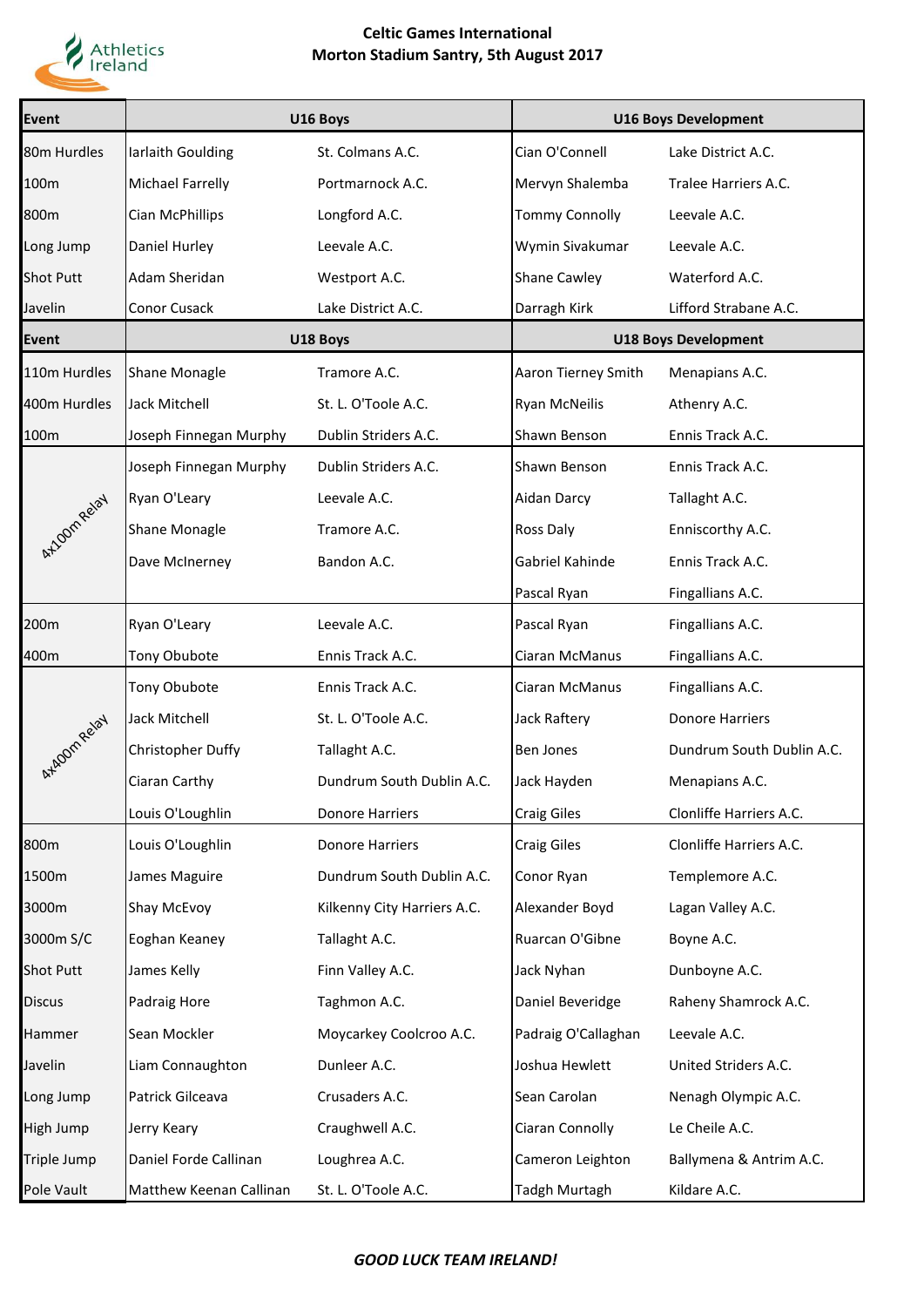**Celtic Games International**
**Morton Stadium Santry, 5th August 2017**

| Event | U16 Boys | | U16 Boys Development | |
|---|---|---|---|---|
| 80m Hurdles | Iarlaith Goulding | St. Colmans A.C. | Cian O'Connell | Lake District A.C. |
| 100m | Michael Farrelly | Portmarnock A.C. | Mervyn Shalemba | Tralee Harriers A.C. |
| 800m | Cian McPhillips | Longford A.C. | Tommy Connolly | Leevale A.C. |
| Long Jump | Daniel Hurley | Leevale A.C. | Wymin Sivakumar | Leevale A.C. |
| Shot Putt | Adam Sheridan | Westport A.C. | Shane Cawley | Waterford A.C. |
| Javelin | Conor Cusack | Lake District A.C. | Darragh Kirk | Lifford Strabane A.C. |
| **Event** | **U18 Boys** | | **U18 Boys Development** | |
| 110m Hurdles | Shane Monagle | Tramore A.C. | Aaron Tierney Smith | Menapians A.C. |
| 400m Hurdles | Jack Mitchell | St. L. O'Toole A.C. | Ryan McNeilis | Athenry A.C. |
| 100m | Joseph Finnegan Murphy | Dublin Striders A.C. | Shawn Benson | Ennis Track A.C. |
| 4x100m Relay | Joseph Finnegan Murphy | Dublin Striders A.C. | Shawn Benson | Ennis Track A.C. |
| | Ryan O'Leary | Leevale A.C. | Aidan Darcy | Tallaght A.C. |
| | Shane Monagle | Tramore A.C. | Ross Daly | Enniscorthy A.C. |
| | Dave McInerney | Bandon A.C. | Gabriel Kahinde | Ennis Track A.C. |
| | | | Pascal Ryan | Fingallians A.C. |
| 200m | Ryan O'Leary | Leevale A.C. | Pascal Ryan | Fingallians A.C. |
| 400m | Tony Obubote | Ennis Track A.C. | Ciaran McManus | Fingallians A.C. |
| 4x400m Relay | Tony Obubote | Ennis Track A.C. | Ciaran McManus | Fingallians A.C. |
| | Jack Mitchell | St. L. O'Toole A.C. | Jack Raftery | Donore Harriers |
| | Christopher Duffy | Tallaght A.C. | Ben Jones | Dundrum South Dublin A.C. |
| | Ciaran Carthy | Dundrum South Dublin A.C. | Jack Hayden | Menapians A.C. |
| | Louis O'Loughlin | Donore Harriers | Craig Giles | Clonliffe Harriers A.C. |
| 800m | Louis O'Loughlin | Donore Harriers | Craig Giles | Clonliffe Harriers A.C. |
| 1500m | James Maguire | Dundrum South Dublin A.C. | Conor Ryan | Templemore A.C. |
| 3000m | Shay McEvoy | Kilkenny City Harriers A.C. | Alexander Boyd | Lagan Valley A.C. |
| 3000m S/C | Eoghan Keaney | Tallaght A.C. | Ruarcan O'Gibne | Boyne A.C. |
| Shot Putt | James Kelly | Finn Valley A.C. | Jack Nyhan | Dunboyne A.C. |
| Discus | Padraig Hore | Taghmon A.C. | Daniel Beveridge | Raheny Shamrock A.C. |
| Hammer | Sean Mockler | Moycarkey Coolcroo A.C. | Padraig O'Callaghan | Leevale A.C. |
| Javelin | Liam Connaughton | Dunleer A.C. | Joshua Hewlett | United Striders A.C. |
| Long Jump | Patrick Gilceava | Crusaders A.C. | Sean Carolan | Nenagh Olympic A.C. |
| High Jump | Jerry Keary | Craughwell A.C. | Ciaran Connolly | Le Cheile A.C. |
| Triple Jump | Daniel Forde Callinan | Loughrea A.C. | Cameron Leighton | Ballymena & Antrim A.C. |
| Pole Vault | Matthew Keenan Callinan | St. L. O'Toole A.C. | Tadgh Murtagh | Kildare A.C. |

***GOOD LUCK TEAM IRELAND!***